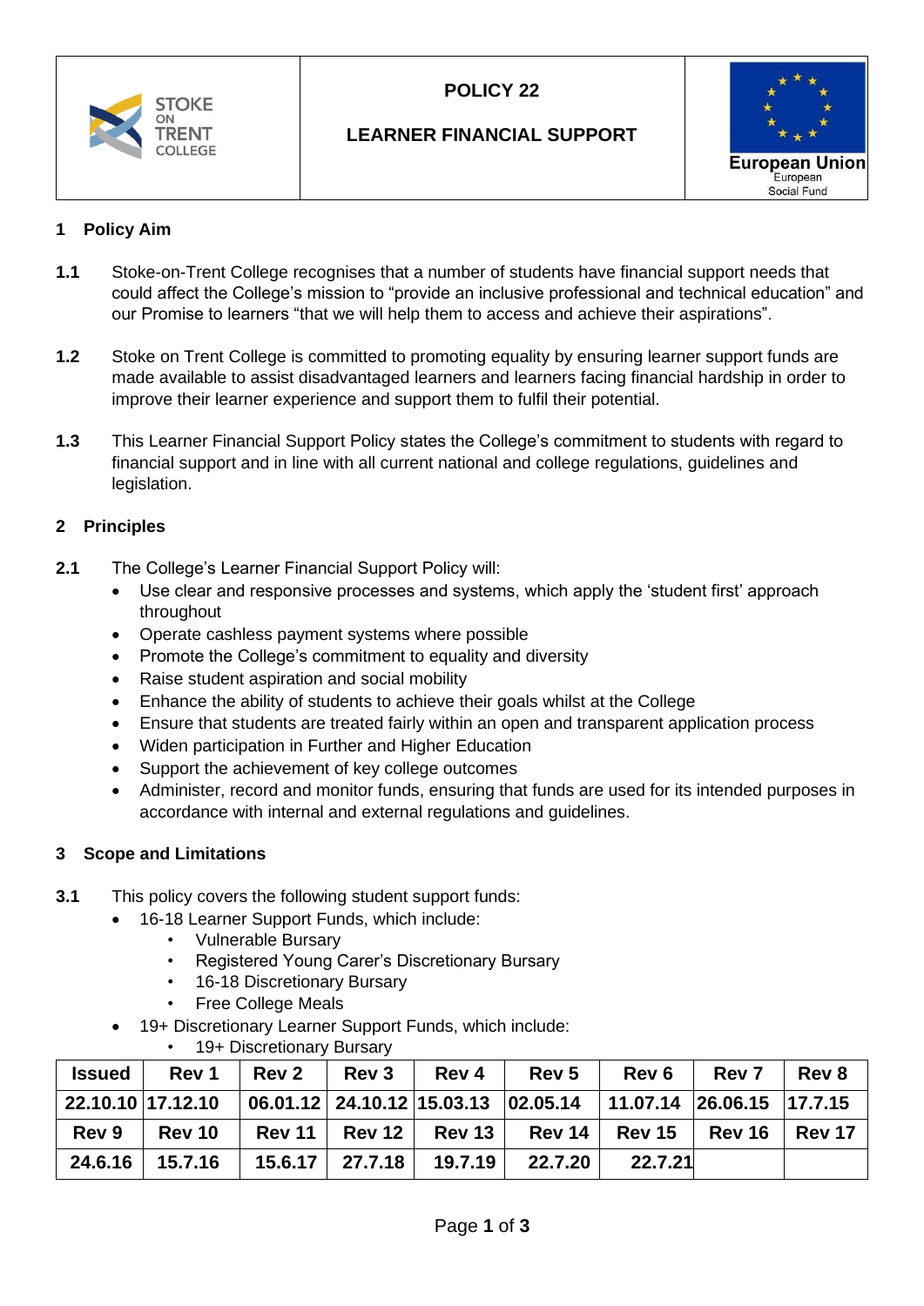| | POLICY 22<br><br>LEARNER FINANCIAL SUPPORT | European Union<br>European Social Fund |
|---|---|---|

## 1 Policy Aim

**1.1** Stoke-on-Trent College recognises that a number of students have financial support needs that could affect the College's mission to "provide an inclusive professional and technical education" and our Promise to learners "that we will help them to access and achieve their aspirations".

**1.2** Stoke on Trent College is committed to promoting equality by ensuring learner support funds are made available to assist disadvantaged learners and learners facing financial hardship in order to improve their learner experience and support them to fulfil their potential.

**1.3** This Learner Financial Support Policy states the College's commitment to students with regard to financial support and in line with all current national and college regulations, guidelines and legislation.

## 2 Principles

**2.1** The College's Learner Financial Support Policy will:

- Use clear and responsive processes and systems, which apply the 'student first' approach throughout
- Operate cashless payment systems where possible
- Promote the College's commitment to equality and diversity
- Raise student aspiration and social mobility
- Enhance the ability of students to achieve their goals whilst at the College
- Ensure that students are treated fairly within an open and transparent application process
- Widen participation in Further and Higher Education
- Support the achievement of key college outcomes
- Administer, record and monitor funds, ensuring that funds are used for its intended purposes in accordance with internal and external regulations and guidelines.

## 3 Scope and Limitations

**3.1** This policy covers the following student support funds:

- 16-18 Learner Support Funds, which include:
  - Vulnerable Bursary
  - Registered Young Carer's Discretionary Bursary
  - 16-18 Discretionary Bursary
  - Free College Meals
- 19+ Discretionary Learner Support Funds, which include:
  - 19+ Discretionary Bursary

| Issued | Rev 1 | Rev 2 | Rev 3 | Rev 4 | Rev 5 | Rev 6 | Rev 7 | Rev 8 |
|---|---|---|---|---|---|---|---|---|
| 22.10.10 | 17.12.10 | 06.01.12 | 24.10.12 | 15.03.13 | 02.05.14 | 11.07.14 | 26.06.15 | 17.7.15 |
| **Rev 9** | **Rev 10** | **Rev 11** | **Rev 12** | **Rev 13** | **Rev 14** | **Rev 15** | **Rev 16** | **Rev 17** |
| 24.6.16 | 15.7.16 | 15.6.17 | 27.7.18 | 19.7.19 | 22.7.20 | 22.7.21 | | |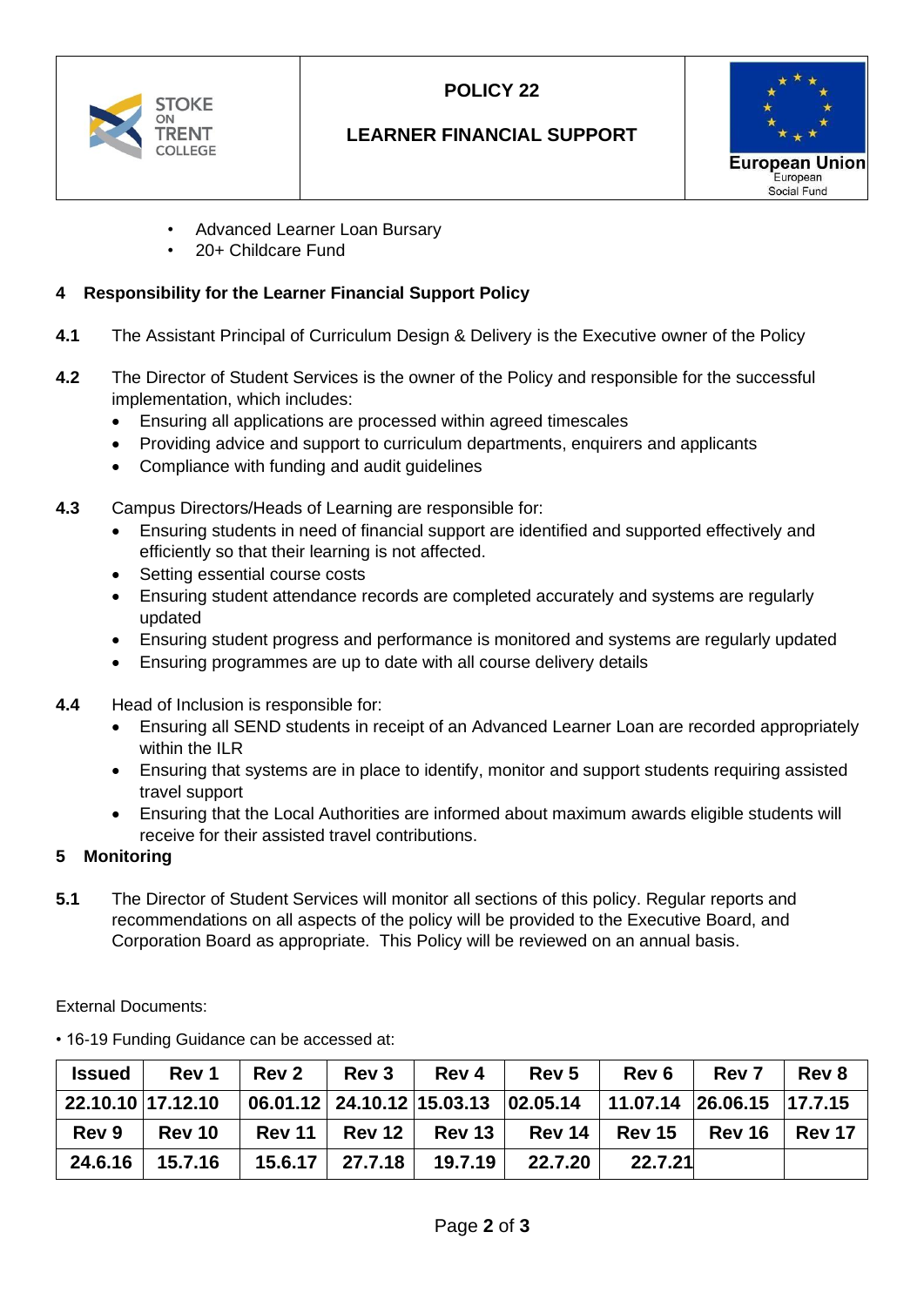- Advanced Learner Loan Bursary
- 20+ Childcare Fund

## 4 Responsibility for the Learner Financial Support Policy

**4.1** The Assistant Principal of Curriculum Design & Delivery is the Executive owner of the Policy

**4.2** The Director of Student Services is the owner of the Policy and responsible for the successful implementation, which includes:

- Ensuring all applications are processed within agreed timescales
- Providing advice and support to curriculum departments, enquirers and applicants
- Compliance with funding and audit guidelines

**4.3** Campus Directors/Heads of Learning are responsible for:

- Ensuring students in need of financial support are identified and supported effectively and efficiently so that their learning is not affected.
- Setting essential course costs
- Ensuring student attendance records are completed accurately and systems are regularly updated
- Ensuring student progress and performance is monitored and systems are regularly updated
- Ensuring programmes are up to date with all course delivery details

**4.4** Head of Inclusion is responsible for:

- Ensuring all SEND students in receipt of an Advanced Learner Loan are recorded appropriately within the ILR
- Ensuring that systems are in place to identify, monitor and support students requiring assisted travel support
- Ensuring that the Local Authorities are informed about maximum awards eligible students will receive for their assisted travel contributions.

## 5 Monitoring

**5.1** The Director of Student Services will monitor all sections of this policy. Regular reports and recommendations on all aspects of the policy will be provided to the Executive Board, and Corporation Board as appropriate. This Policy will be reviewed on an annual basis.

External Documents:

• 16-19 Funding Guidance can be accessed at:

| Issued | Rev 1 | Rev 2 | Rev 3 | Rev 4 | Rev 5 | Rev 6 | Rev 7 | Rev 8 |
|---|---|---|---|---|---|---|---|---|
| 22.10.10 | 17.12.10 | 06.01.12 | 24.10.12 | 15.03.13 | 02.05.14 | 11.07.14 | 26.06.15 | 17.7.15 |
| Rev 9 | Rev 10 | Rev 11 | Rev 12 | Rev 13 | Rev 14 | Rev 15 | Rev 16 | Rev 17 |
| 24.6.16 | 15.7.16 | 15.6.17 | 27.7.18 | 19.7.19 | 22.7.20 | 22.7.21 | | |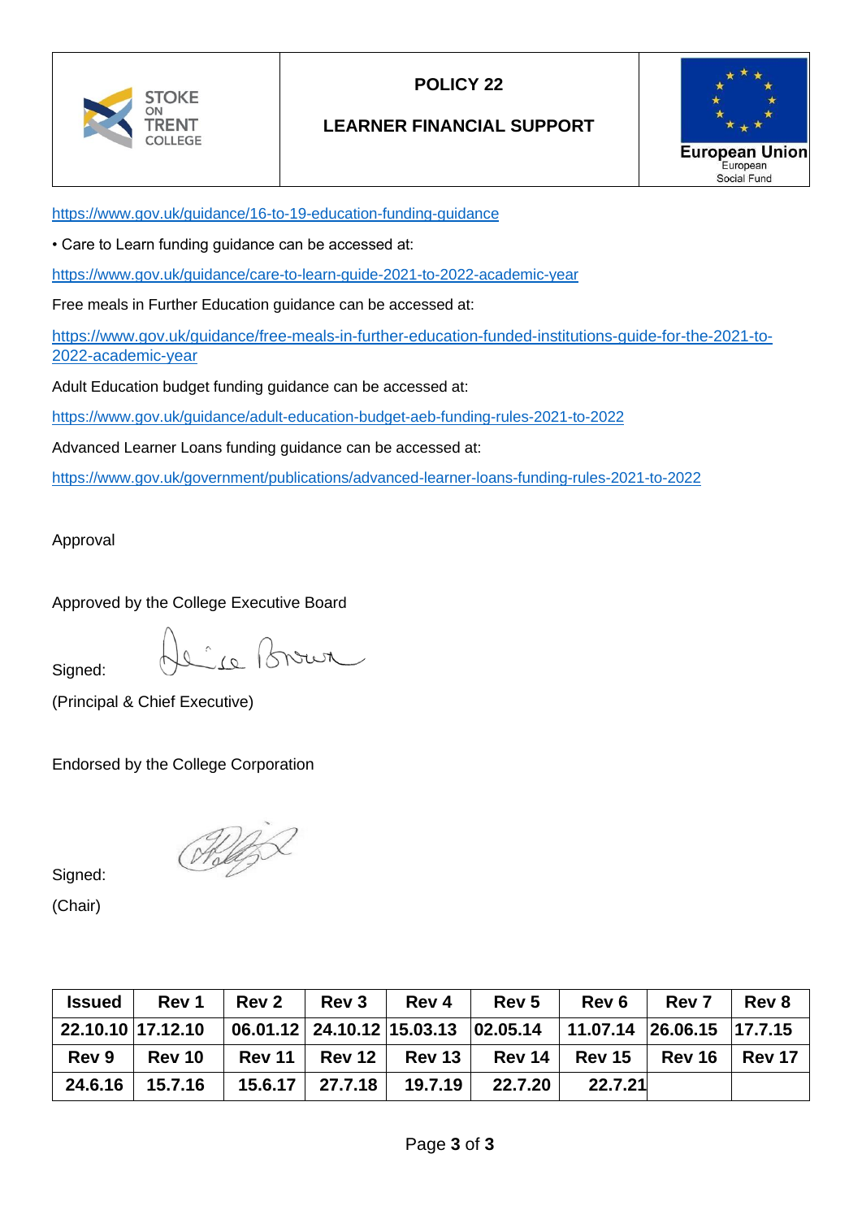# POLICY 22

## LEARNER FINANCIAL SUPPORT

https://www.gov.uk/guidance/16-to-19-education-funding-guidance

- Care to Learn funding guidance can be accessed at:

https://www.gov.uk/guidance/care-to-learn-guide-2021-to-2022-academic-year

Free meals in Further Education guidance can be accessed at:

https://www.gov.uk/guidance/free-meals-in-further-education-funded-institutions-guide-for-the-2021-to-2022-academic-year

Adult Education budget funding guidance can be accessed at:

https://www.gov.uk/guidance/adult-education-budget-aeb-funding-rules-2021-to-2022

Advanced Learner Loans funding guidance can be accessed at:

https://www.gov.uk/government/publications/advanced-learner-loans-funding-rules-2021-to-2022

Approval

Approved by the College Executive Board

Signed:

(Principal & Chief Executive)

Endorsed by the College Corporation

Signed:

(Chair)

| Issued | Rev 1 | Rev 2 | Rev 3 | Rev 4 | Rev 5 | Rev 6 | Rev 7 | Rev 8 |
|---|---|---|---|---|---|---|---|---|
| 22.10.10 | 17.12.10 | 06.01.12 | 24.10.12 | 15.03.13 | 02.05.14 | 11.07.14 | 26.06.15 | 17.7.15 |
| Rev 9 | Rev 10 | Rev 11 | Rev 12 | Rev 13 | Rev 14 | Rev 15 | Rev 16 | Rev 17 |
| 24.6.16 | 15.7.16 | 15.6.17 | 27.7.18 | 19.7.19 | 22.7.20 | 22.7.21 | | |